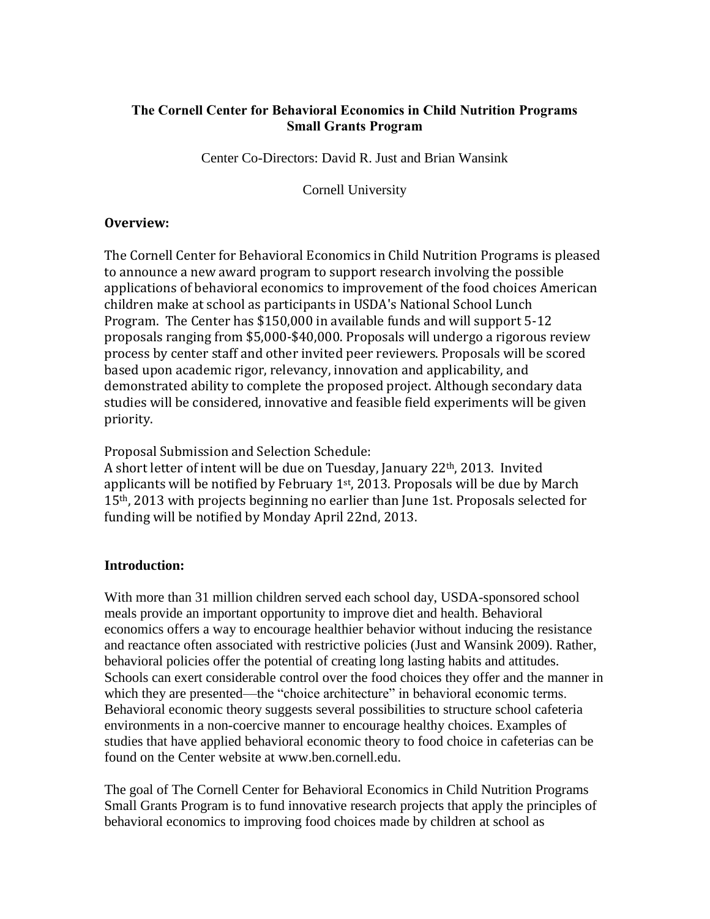**The Cornell Center for Behavioral Economics in Child Nutrition Programs**
**Small Grants Program**

Center Co-Directors: David R. Just and Brian Wansink

Cornell University

## Overview:

The Cornell Center for Behavioral Economics in Child Nutrition Programs is pleased to announce a new award program to support research involving the possible applications of behavioral economics to improvement of the food choices American children make at school as participants in USDA's National School Lunch Program. The Center has $150,000 in available funds and will support 5-12 proposals ranging from $5,000-$40,000. Proposals will undergo a rigorous review process by center staff and other invited peer reviewers. Proposals will be scored based upon academic rigor, relevancy, innovation and applicability, and demonstrated ability to complete the proposed project. Although secondary data studies will be considered, innovative and feasible field experiments will be given priority.

Proposal Submission and Selection Schedule:
A short letter of intent will be due on Tuesday, January 22th, 2013. Invited applicants will be notified by February 1st, 2013. Proposals will be due by March 15th, 2013 with projects beginning no earlier than June 1st. Proposals selected for funding will be notified by Monday April 22nd, 2013.

## Introduction:

With more than 31 million children served each school day, USDA-sponsored school meals provide an important opportunity to improve diet and health. Behavioral economics offers a way to encourage healthier behavior without inducing the resistance and reactance often associated with restrictive policies (Just and Wansink 2009). Rather, behavioral policies offer the potential of creating long lasting habits and attitudes. Schools can exert considerable control over the food choices they offer and the manner in which they are presented—the "choice architecture" in behavioral economic terms. Behavioral economic theory suggests several possibilities to structure school cafeteria environments in a non-coercive manner to encourage healthy choices. Examples of studies that have applied behavioral economic theory to food choice in cafeterias can be found on the Center website at www.ben.cornell.edu.

The goal of The Cornell Center for Behavioral Economics in Child Nutrition Programs Small Grants Program is to fund innovative research projects that apply the principles of behavioral economics to improving food choices made by children at school as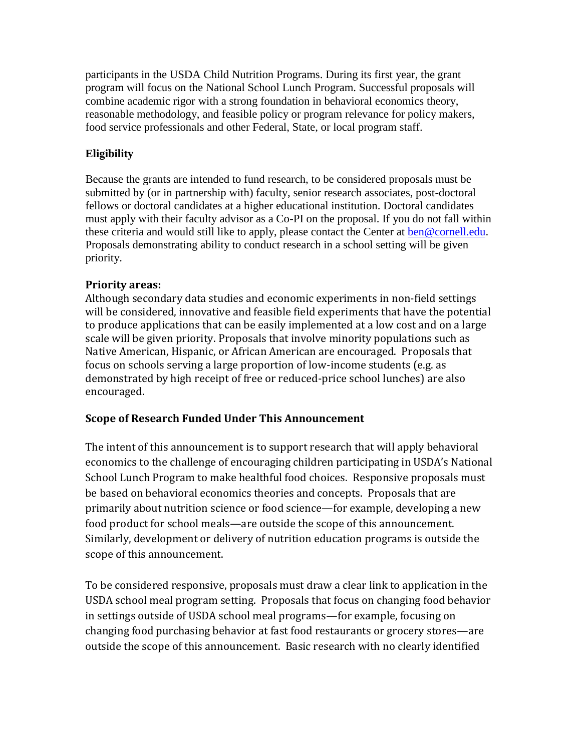participants in the USDA Child Nutrition Programs. During its first year, the grant program will focus on the National School Lunch Program. Successful proposals will combine academic rigor with a strong foundation in behavioral economics theory, reasonable methodology, and feasible policy or program relevance for policy makers, food service professionals and other Federal, State, or local program staff.

## Eligibility

Because the grants are intended to fund research, to be considered proposals must be submitted by (or in partnership with) faculty, senior research associates, post-doctoral fellows or doctoral candidates at a higher educational institution. Doctoral candidates must apply with their faculty advisor as a Co-PI on the proposal. If you do not fall within these criteria and would still like to apply, please contact the Center at ben@cornell.edu. Proposals demonstrating ability to conduct research in a school setting will be given priority.

## Priority areas:

Although secondary data studies and economic experiments in non-field settings will be considered, innovative and feasible field experiments that have the potential to produce applications that can be easily implemented at a low cost and on a large scale will be given priority. Proposals that involve minority populations such as Native American, Hispanic, or African American are encouraged. Proposals that focus on schools serving a large proportion of low-income students (e.g. as demonstrated by high receipt of free or reduced-price school lunches) are also encouraged.

## Scope of Research Funded Under This Announcement

The intent of this announcement is to support research that will apply behavioral economics to the challenge of encouraging children participating in USDA's National School Lunch Program to make healthful food choices. Responsive proposals must be based on behavioral economics theories and concepts. Proposals that are primarily about nutrition science or food science—for example, developing a new food product for school meals—are outside the scope of this announcement. Similarly, development or delivery of nutrition education programs is outside the scope of this announcement.

To be considered responsive, proposals must draw a clear link to application in the USDA school meal program setting. Proposals that focus on changing food behavior in settings outside of USDA school meal programs—for example, focusing on changing food purchasing behavior at fast food restaurants or grocery stores—are outside the scope of this announcement. Basic research with no clearly identified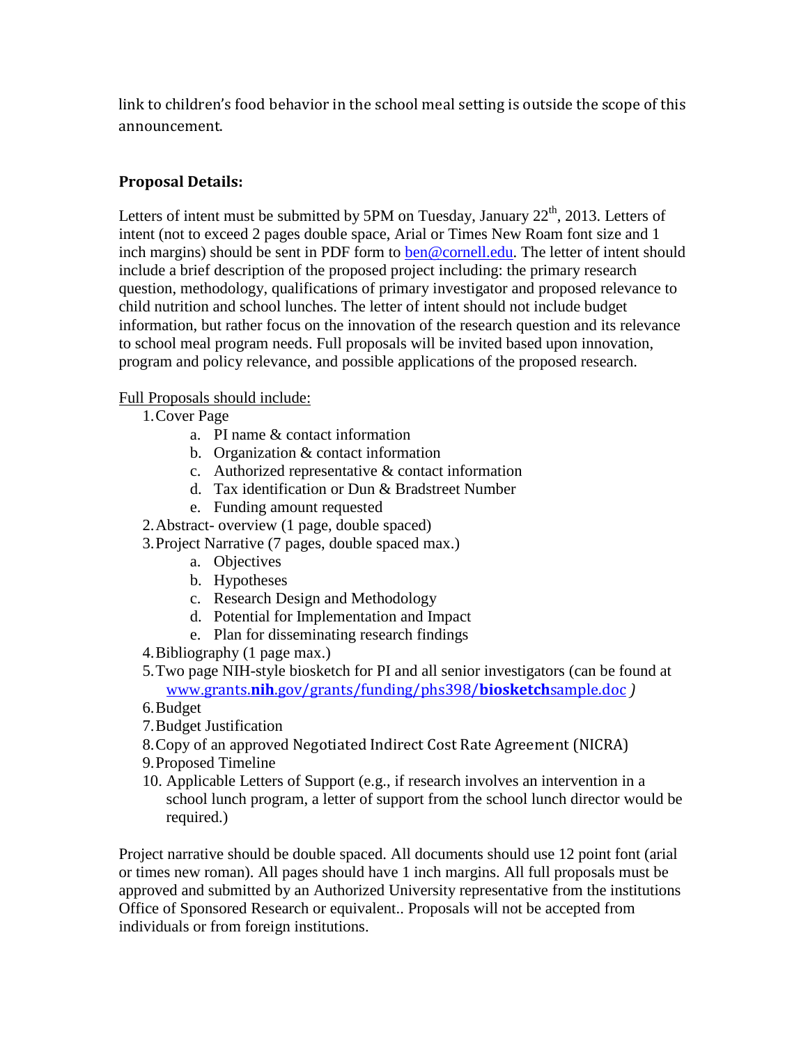link to children's food behavior in the school meal setting is outside the scope of this announcement.

**Proposal Details:**

Letters of intent must be submitted by 5PM on Tuesday, January 22nd, 2013. Letters of intent (not to exceed 2 pages double space, Arial or Times New Roam font size and 1 inch margins) should be sent in PDF form to [ben@cornell.edu](mailto:ben@cornell.edu). The letter of intent should include a brief description of the proposed project including: the primary research question, methodology, qualifications of primary investigator and proposed relevance to child nutrition and school lunches. The letter of intent should not include budget information, but rather focus on the innovation of the research question and its relevance to school meal program needs. Full proposals will be invited based upon innovation, program and policy relevance, and possible applications of the proposed research.

Full Proposals should include:

1. Cover Page
   a. PI name & contact information
   b. Organization & contact information
   c. Authorized representative & contact information
   d. Tax identification or Dun & Bradstreet Number
   e. Funding amount requested
2. Abstract- overview (1 page, double spaced)
3. Project Narrative (7 pages, double spaced max.)
   a. Objectives
   b. Hypotheses
   c. Research Design and Methodology
   d. Potential for Implementation and Impact
   e. Plan for disseminating research findings
4. Bibliography (1 page max.)
5. Two page NIH-style biosketch for PI and all senior investigators (can be found at [www.grants.**nih**.gov/grants/funding/phs398/**biosketch**sample.doc](www.grants.nih.gov/grants/funding/phs398/biosketchsample.doc) *)*
6. Budget
7. Budget Justification
8. Copy of an approved Negotiated Indirect Cost Rate Agreement (NICRA)
9. Proposed Timeline
10. Applicable Letters of Support (e.g., if research involves an intervention in a school lunch program, a letter of support from the school lunch director would be required.)

Project narrative should be double spaced. All documents should use 12 point font (arial or times new roman). All pages should have 1 inch margins. All full proposals must be approved and submitted by an Authorized University representative from the institutions Office of Sponsored Research or equivalent.. Proposals will not be accepted from individuals or from foreign institutions.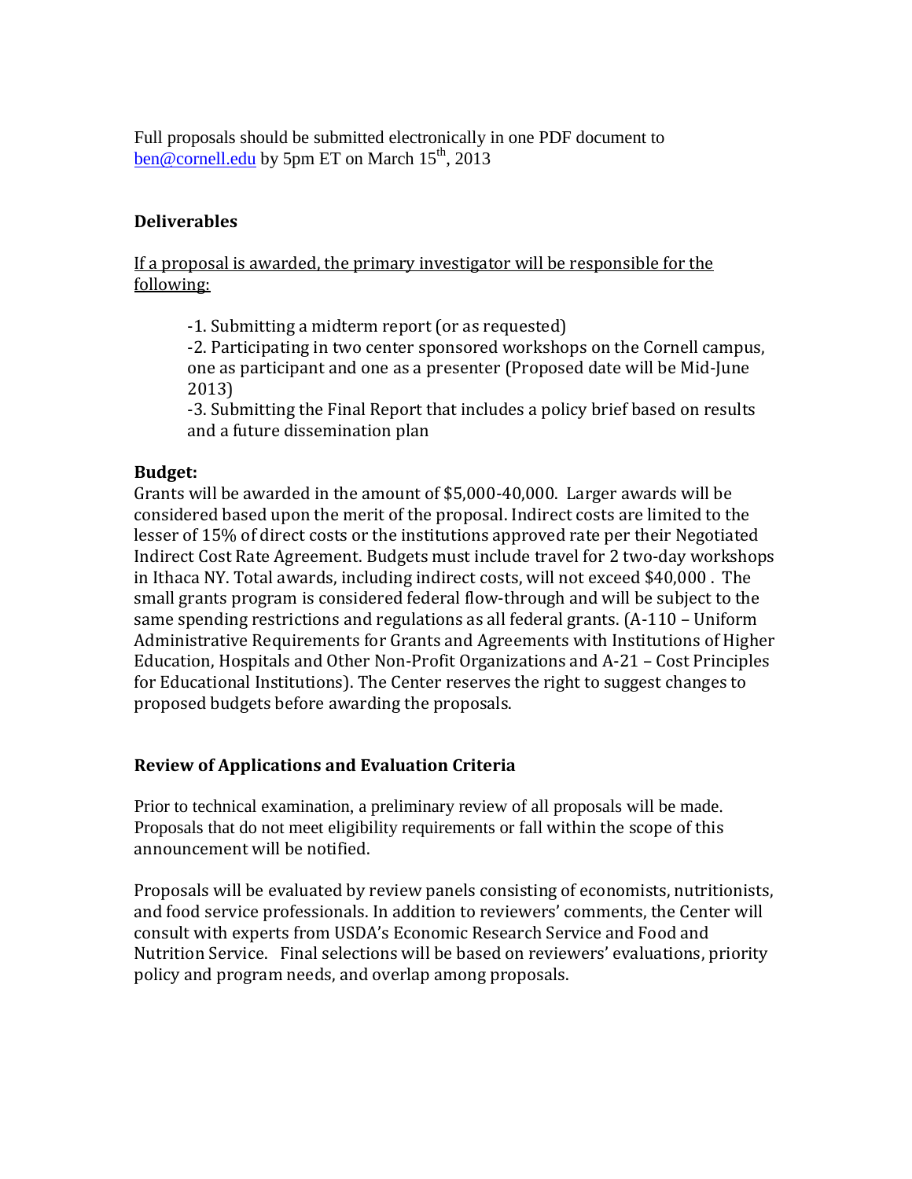Full proposals should be submitted electronically in one PDF document to ben@cornell.edu by 5pm ET on March 15th, 2013

### Deliverables

If a proposal is awarded, the primary investigator will be responsible for the following:

-1. Submitting a midterm report (or as requested)
-2. Participating in two center sponsored workshops on the Cornell campus, one as participant and one as a presenter (Proposed date will be Mid-June 2013)
-3. Submitting the Final Report that includes a policy brief based on results and a future dissemination plan

### Budget:

Grants will be awarded in the amount of $5,000-40,000. Larger awards will be considered based upon the merit of the proposal. Indirect costs are limited to the lesser of 15% of direct costs or the institutions approved rate per their Negotiated Indirect Cost Rate Agreement. Budgets must include travel for 2 two-day workshops in Ithaca NY. Total awards, including indirect costs, will not exceed $40,000 . The small grants program is considered federal flow-through and will be subject to the same spending restrictions and regulations as all federal grants. (A-110 – Uniform Administrative Requirements for Grants and Agreements with Institutions of Higher Education, Hospitals and Other Non-Profit Organizations and A-21 – Cost Principles for Educational Institutions). The Center reserves the right to suggest changes to proposed budgets before awarding the proposals.

### Review of Applications and Evaluation Criteria

Prior to technical examination, a preliminary review of all proposals will be made. Proposals that do not meet eligibility requirements or fall within the scope of this announcement will be notified.

Proposals will be evaluated by review panels consisting of economists, nutritionists, and food service professionals. In addition to reviewers' comments, the Center will consult with experts from USDA's Economic Research Service and Food and Nutrition Service. Final selections will be based on reviewers' evaluations, priority policy and program needs, and overlap among proposals.